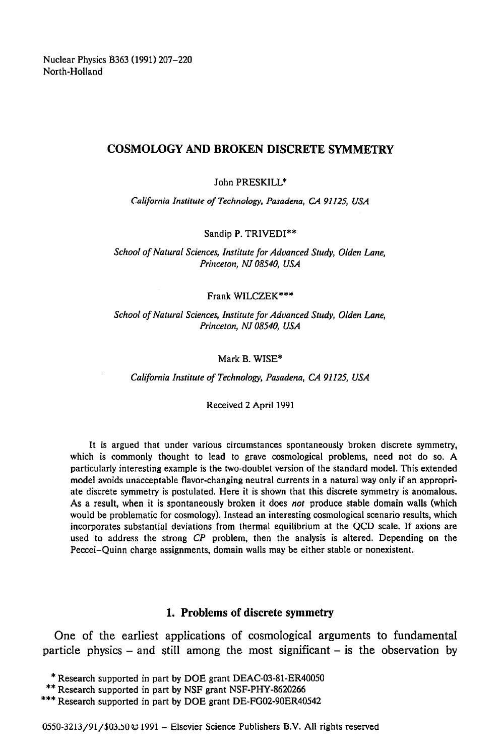Nuclear Physics B363 (1991) 207–220
North-Holland

# COSMOLOGY AND BROKEN DISCRETE SYMMETRY

John PRESKILL*

*California Institute of Technology, Pasadena, CA 91125, USA*

Sandip P. TRIVEDI**

*School of Natural Sciences, Institute for Advanced Study, Olden Lane, Princeton, NJ 08540, USA*

Frank WILCZEK***

*School of Natural Sciences, Institute for Advanced Study, Olden Lane, Princeton, NJ 08540, USA*

Mark B. WISE*

*California Institute of Technology, Pasadena, CA 91125, USA*

Received 2 April 1991

It is argued that under various circumstances spontaneously broken discrete symmetry, which is commonly thought to lead to grave cosmological problems, need not do so. A particularly interesting example is the two-doublet version of the standard model. This extended model avoids unacceptable flavor-changing neutral currents in a natural way only if an appropriate discrete symmetry is postulated. Here it is shown that this discrete symmetry is anomalous. As a result, when it is spontaneously broken it does *not* produce stable domain walls (which would be problematic for cosmology). Instead an interesting cosmological scenario results, which incorporates substantial deviations from thermal equilibrium at the QCD scale. If axions are used to address the strong *CP* problem, then the analysis is altered. Depending on the Peccei–Quinn charge assignments, domain walls may be either stable or nonexistent.

## 1. Problems of discrete symmetry

One of the earliest applications of cosmological arguments to fundamental particle physics – and still among the most significant – is the observation by

* Research supported in part by DOE grant DEAC-03-81-ER40050
** Research supported in part by NSF grant NSF-PHY-8620266
*** Research supported in part by DOE grant DE-FG02-90ER40542

0550-3213/91/$03.50 © 1991 – Elsevier Science Publishers B.V. All rights reserved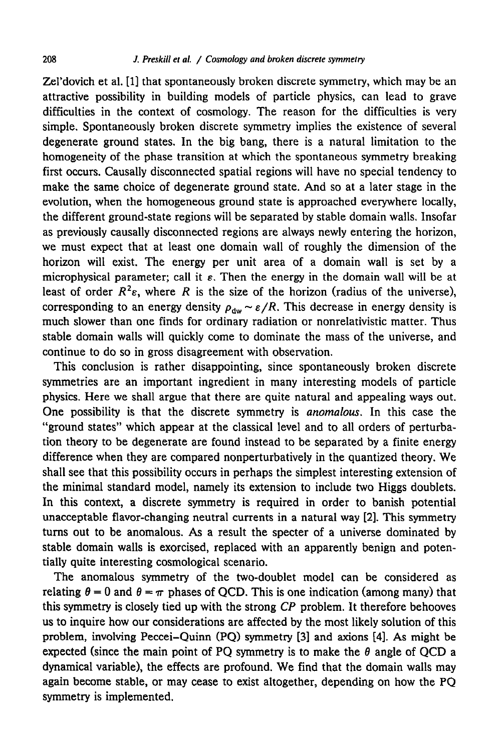Zel'dovich et al. [1] that spontaneously broken discrete symmetry, which may be an attractive possibility in building models of particle physics, can lead to grave difficulties in the context of cosmology. The reason for the difficulties is very simple. Spontaneously broken discrete symmetry implies the existence of several degenerate ground states. In the big bang, there is a natural limitation to the homogeneity of the phase transition at which the spontaneous symmetry breaking first occurs. Causally disconnected spatial regions will have no special tendency to make the same choice of degenerate ground state. And so at a later stage in the evolution, when the homogeneous ground state is approached everywhere locally, the different ground-state regions will be separated by stable domain walls. Insofar as previously causally disconnected regions are always newly entering the horizon, we must expect that at least one domain wall of roughly the dimension of the horizon will exist. The energy per unit area of a domain wall is set by a microphysical parameter; call it $\varepsilon$. Then the energy in the domain wall will be at least of order $R^2\varepsilon$, where $R$ is the size of the horizon (radius of the universe), corresponding to an energy density $\rho_{\mathrm{dw}} \sim \varepsilon/R$. This decrease in energy density is much slower than one finds for ordinary radiation or nonrelativistic matter. Thus stable domain walls will quickly come to dominate the mass of the universe, and continue to do so in gross disagreement with observation.

This conclusion is rather disappointing, since spontaneously broken discrete symmetries are an important ingredient in many interesting models of particle physics. Here we shall argue that there are quite natural and appealing ways out. One possibility is that the discrete symmetry is *anomalous*. In this case the "ground states" which appear at the classical level and to all orders of perturbation theory to be degenerate are found instead to be separated by a finite energy difference when they are compared nonperturbatively in the quantized theory. We shall see that this possibility occurs in perhaps the simplest interesting extension of the minimal standard model, namely its extension to include two Higgs doublets. In this context, a discrete symmetry is required in order to banish potential unacceptable flavor-changing neutral currents in a natural way [2]. This symmetry turns out to be anomalous. As a result the specter of a universe dominated by stable domain walls is exorcised, replaced with an apparently benign and potentially quite interesting cosmological scenario.

The anomalous symmetry of the two-doublet model can be considered as relating $\theta = 0$ and $\theta = \pi$ phases of QCD. This is one indication (among many) that this symmetry is closely tied up with the strong $CP$ problem. It therefore behooves us to inquire how our considerations are affected by the most likely solution of this problem, involving Peccei–Quinn (PQ) symmetry [3] and axions [4]. As might be expected (since the main point of PQ symmetry is to make the $\theta$ angle of QCD a dynamical variable), the effects are profound. We find that the domain walls may again become stable, or may cease to exist altogether, depending on how the PQ symmetry is implemented.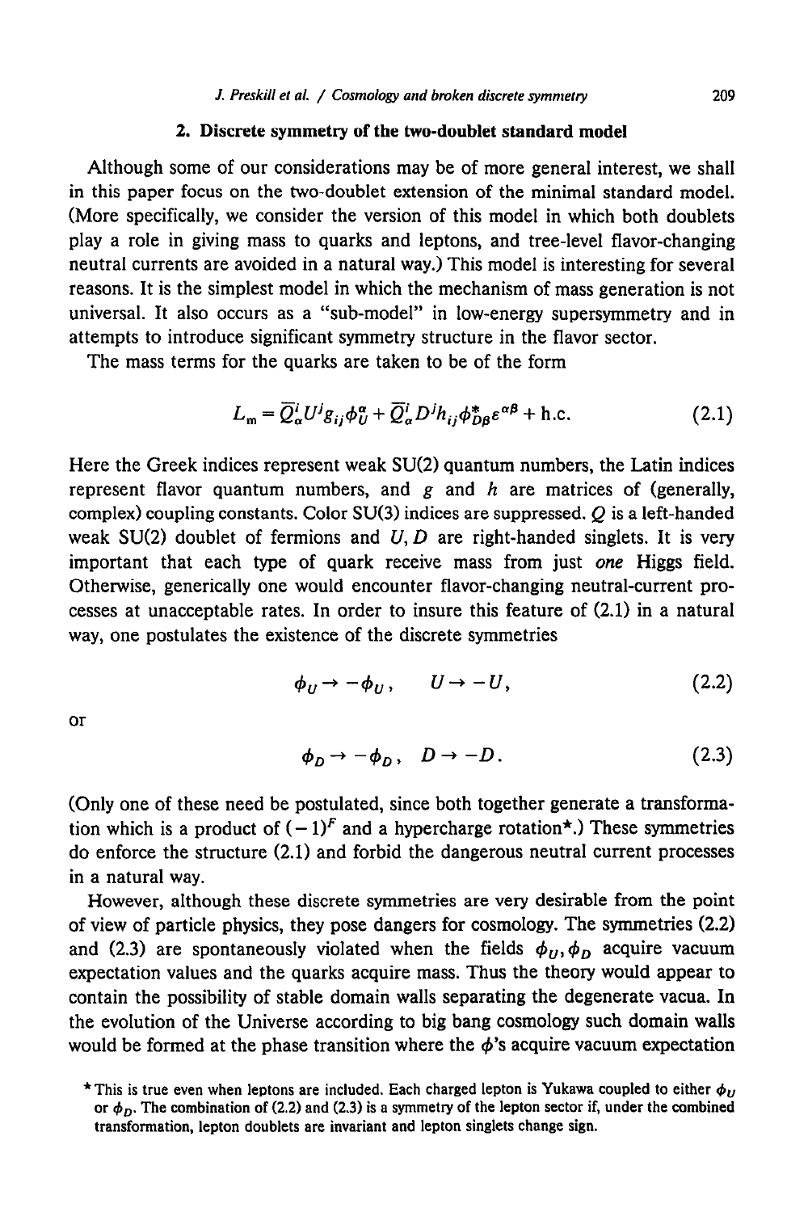## 2. Discrete symmetry of the two-doublet standard model

Although some of our considerations may be of more general interest, we shall in this paper focus on the two-doublet extension of the minimal standard model. (More specifically, we consider the version of this model in which both doublets play a role in giving mass to quarks and leptons, and tree-level flavor-changing neutral currents are avoided in a natural way.) This model is interesting for several reasons. It is the simplest model in which the mechanism of mass generation is not universal. It also occurs as a "sub-model" in low-energy supersymmetry and in attempts to introduce significant symmetry structure in the flavor sector.

The mass terms for the quarks are taken to be of the form

$$L_{\mathrm{m}} = \bar{Q}^i_\alpha U^j g_{ij} \phi^\alpha_U + \bar{Q}^i_\alpha D^j h_{ij} \phi^*_{D\beta} \varepsilon^{\alpha\beta} + \text{h.c.} \tag{2.1}$$

Here the Greek indices represent weak SU(2) quantum numbers, the Latin indices represent flavor quantum numbers, and $g$ and $h$ are matrices of (generally, complex) coupling constants. Color SU(3) indices are suppressed. $Q$ is a left-handed weak SU(2) doublet of fermions and $U, D$ are right-handed singlets. It is very important that each type of quark receive mass from just *one* Higgs field. Otherwise, generically one would encounter flavor-changing neutral-current processes at unacceptable rates. In order to insure this feature of (2.1) in a natural way, one postulates the existence of the discrete symmetries

$$\phi_U \to -\phi_U, \qquad U \to -U, \tag{2.2}$$

or

$$\phi_D \to -\phi_D, \quad D \to -D. \tag{2.3}$$

(Only one of these need be postulated, since both together generate a transformation which is a product of $(-1)^F$ and a hypercharge rotation*.) These symmetries do enforce the structure (2.1) and forbid the dangerous neutral current processes in a natural way.

However, although these discrete symmetries are very desirable from the point of view of particle physics, they pose dangers for cosmology. The symmetries (2.2) and (2.3) are spontaneously violated when the fields $\phi_U, \phi_D$ acquire vacuum expectation values and the quarks acquire mass. Thus the theory would appear to contain the possibility of stable domain walls separating the degenerate vacua. In the evolution of the Universe according to big bang cosmology such domain walls would be formed at the phase transition where the $\phi$'s acquire vacuum expectation

* This is true even when leptons are included. Each charged lepton is Yukawa coupled to either $\phi_U$ or $\phi_D$. The combination of (2.2) and (2.3) is a symmetry of the lepton sector if, under the combined transformation, lepton doublets are invariant and lepton singlets change sign.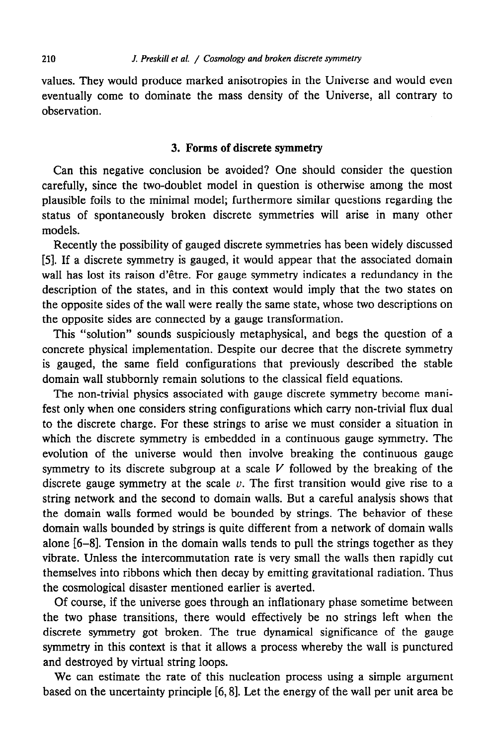values. They would produce marked anisotropies in the Universe and would even eventually come to dominate the mass density of the Universe, all contrary to observation.

## 3. Forms of discrete symmetry

Can this negative conclusion be avoided? One should consider the question carefully, since the two-doublet model in question is otherwise among the most plausible foils to the minimal model; furthermore similar questions regarding the status of spontaneously broken discrete symmetries will arise in many other models.

Recently the possibility of gauged discrete symmetries has been widely discussed [5]. If a discrete symmetry is gauged, it would appear that the associated domain wall has lost its raison d'être. For gauge symmetry indicates a redundancy in the description of the states, and in this context would imply that the two states on the opposite sides of the wall were really the same state, whose two descriptions on the opposite sides are connected by a gauge transformation.

This "solution" sounds suspiciously metaphysical, and begs the question of a concrete physical implementation. Despite our decree that the discrete symmetry is gauged, the same field configurations that previously described the stable domain wall stubbornly remain solutions to the classical field equations.

The non-trivial physics associated with gauge discrete symmetry become manifest only when one considers string configurations which carry non-trivial flux dual to the discrete charge. For these strings to arise we must consider a situation in which the discrete symmetry is embedded in a continuous gauge symmetry. The evolution of the universe would then involve breaking the continuous gauge symmetry to its discrete subgroup at a scale $V$ followed by the breaking of the discrete gauge symmetry at the scale $v$. The first transition would give rise to a string network and the second to domain walls. But a careful analysis shows that the domain walls formed would be bounded by strings. The behavior of these domain walls bounded by strings is quite different from a network of domain walls alone [6–8]. Tension in the domain walls tends to pull the strings together as they vibrate. Unless the intercommutation rate is very small the walls then rapidly cut themselves into ribbons which then decay by emitting gravitational radiation. Thus the cosmological disaster mentioned earlier is averted.

Of course, if the universe goes through an inflationary phase sometime between the two phase transitions, there would effectively be no strings left when the discrete symmetry got broken. The true dynamical significance of the gauge symmetry in this context is that it allows a process whereby the wall is punctured and destroyed by virtual string loops.

We can estimate the rate of this nucleation process using a simple argument based on the uncertainty principle [6, 8]. Let the energy of the wall per unit area be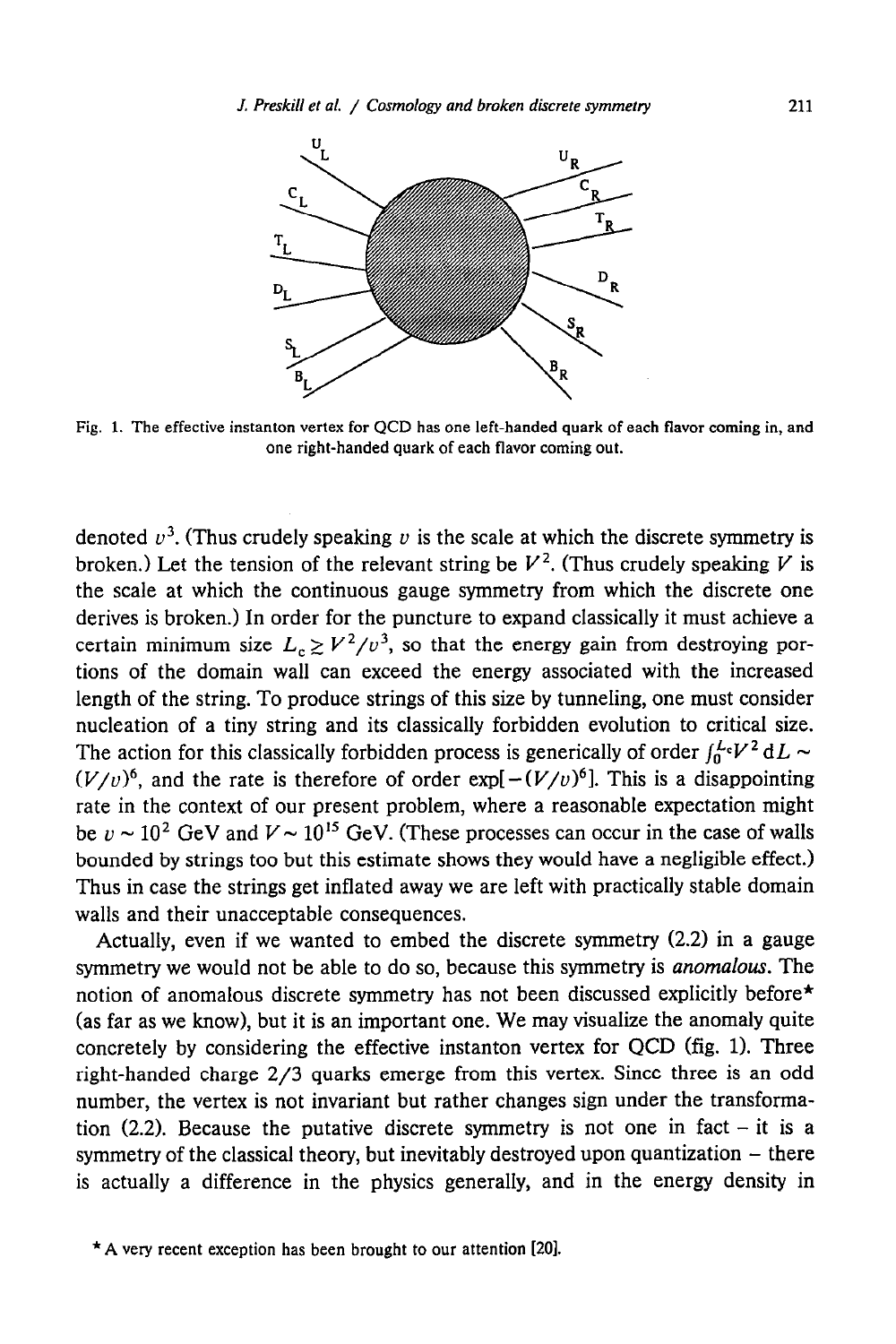Fig. 1. The effective instanton vertex for QCD has one left-handed quark of each flavor coming in, and one right-handed quark of each flavor coming out.

denoted $v^3$. (Thus crudely speaking $v$ is the scale at which the discrete symmetry is broken.) Let the tension of the relevant string be $V^2$. (Thus crudely speaking $V$ is the scale at which the continuous gauge symmetry from which the discrete one derives is broken.) In order for the puncture to expand classically it must achieve a certain minimum size $L_c \gtrsim V^2/v^3$, so that the energy gain from destroying portions of the domain wall can exceed the energy associated with the increased length of the string. To produce strings of this size by tunneling, one must consider nucleation of a tiny string and its classically forbidden evolution to critical size. The action for this classically forbidden process is generically of order $\int_0^{L_c} V^2\, dL \sim (V/v)^6$, and the rate is therefore of order $\exp[-(V/v)^6]$. This is a disappointing rate in the context of our present problem, where a reasonable expectation might be $v \sim 10^2$ GeV and $V \sim 10^{15}$ GeV. (These processes can occur in the case of walls bounded by strings too but this estimate shows they would have a negligible effect.) Thus in case the strings get inflated away we are left with practically stable domain walls and their unacceptable consequences.

Actually, even if we wanted to embed the discrete symmetry (2.2) in a gauge symmetry we would not be able to do so, because this symmetry is *anomalous*. The notion of anomalous discrete symmetry has not been discussed explicitly before* (as far as we know), but it is an important one. We may visualize the anomaly quite concretely by considering the effective instanton vertex for QCD (fig. 1). Three right-handed charge 2/3 quarks emerge from this vertex. Since three is an odd number, the vertex is not invariant but rather changes sign under the transformation (2.2). Because the putative discrete symmetry is not one in fact – it is a symmetry of the classical theory, but inevitably destroyed upon quantization – there is actually a difference in the physics generally, and in the energy density in

* A very recent exception has been brought to our attention [20].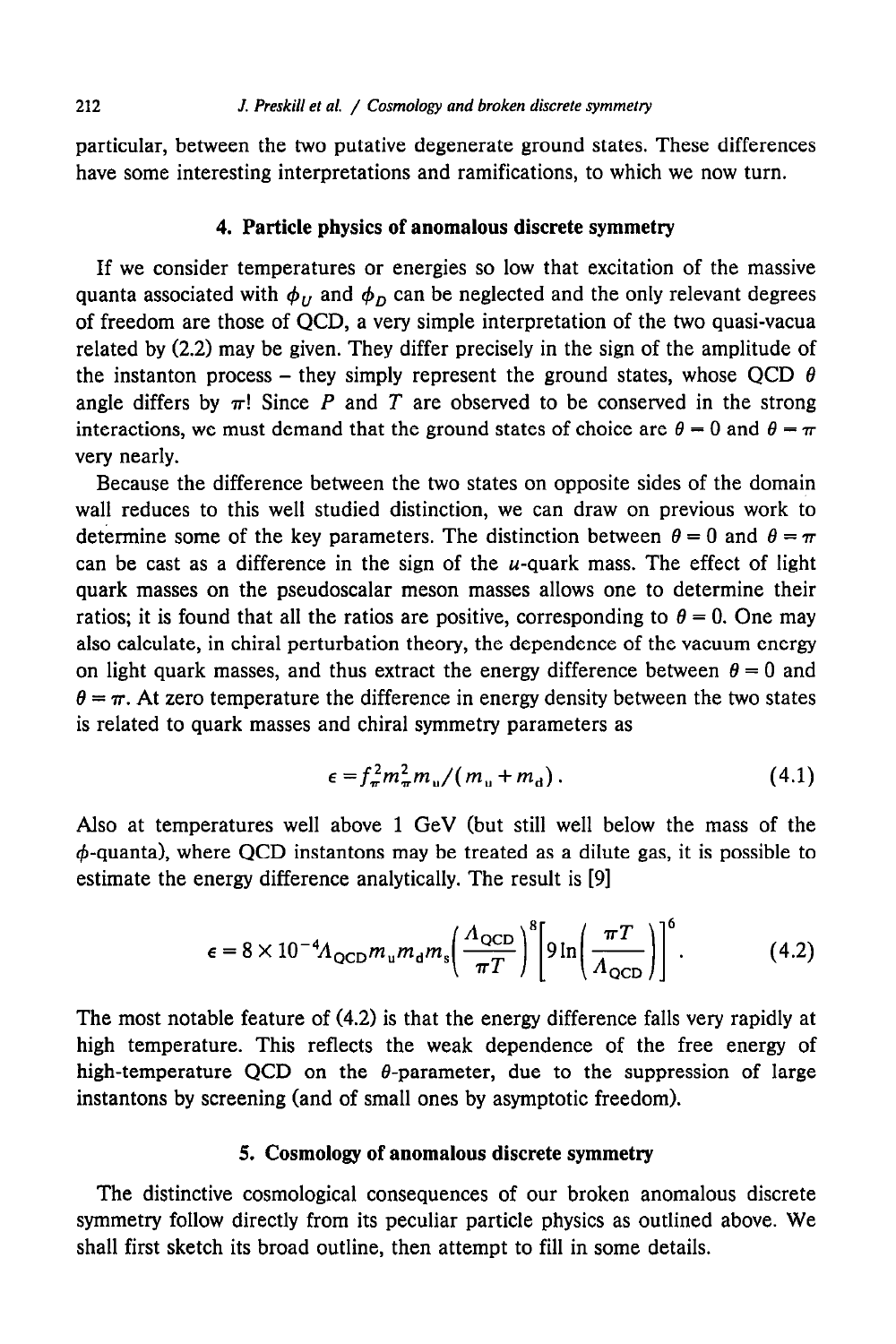particular, between the two putative degenerate ground states. These differences have some interesting interpretations and ramifications, to which we now turn.

## 4. Particle physics of anomalous discrete symmetry

If we consider temperatures or energies so low that excitation of the massive quanta associated with $\phi_U$ and $\phi_D$ can be neglected and the only relevant degrees of freedom are those of QCD, a very simple interpretation of the two quasi-vacua related by (2.2) may be given. They differ precisely in the sign of the amplitude of the instanton process – they simply represent the ground states, whose QCD $\theta$ angle differs by $\pi$! Since $P$ and $T$ are observed to be conserved in the strong interactions, we must demand that the ground states of choice are $\theta = 0$ and $\theta = \pi$ very nearly.

Because the difference between the two states on opposite sides of the domain wall reduces to this well studied distinction, we can draw on previous work to determine some of the key parameters. The distinction between $\theta = 0$ and $\theta = \pi$ can be cast as a difference in the sign of the $u$-quark mass. The effect of light quark masses on the pseudoscalar meson masses allows one to determine their ratios; it is found that all the ratios are positive, corresponding to $\theta = 0$. One may also calculate, in chiral perturbation theory, the dependence of the vacuum energy on light quark masses, and thus extract the energy difference between $\theta = 0$ and $\theta = \pi$. At zero temperature the difference in energy density between the two states is related to quark masses and chiral symmetry parameters as

$$\epsilon = f_\pi^2 m_\pi^2 m_u / (m_u + m_d) . \tag{4.1}$$

Also at temperatures well above 1 GeV (but still well below the mass of the $\phi$-quanta), where QCD instantons may be treated as a dilute gas, it is possible to estimate the energy difference analytically. The result is [9]

$$\epsilon = 8 \times 10^{-4} \Lambda_{\mathrm{QCD}} m_u m_d m_s \left( \frac{\Lambda_{\mathrm{QCD}}}{\pi T} \right)^8 \left[ 9 \ln\left( \frac{\pi T}{\Lambda_{\mathrm{QCD}}} \right) \right]^6 . \tag{4.2}$$

The most notable feature of (4.2) is that the energy difference falls very rapidly at high temperature. This reflects the weak dependence of the free energy of high-temperature QCD on the $\theta$-parameter, due to the suppression of large instantons by screening (and of small ones by asymptotic freedom).

## 5. Cosmology of anomalous discrete symmetry

The distinctive cosmological consequences of our broken anomalous discrete symmetry follow directly from its peculiar particle physics as outlined above. We shall first sketch its broad outline, then attempt to fill in some details.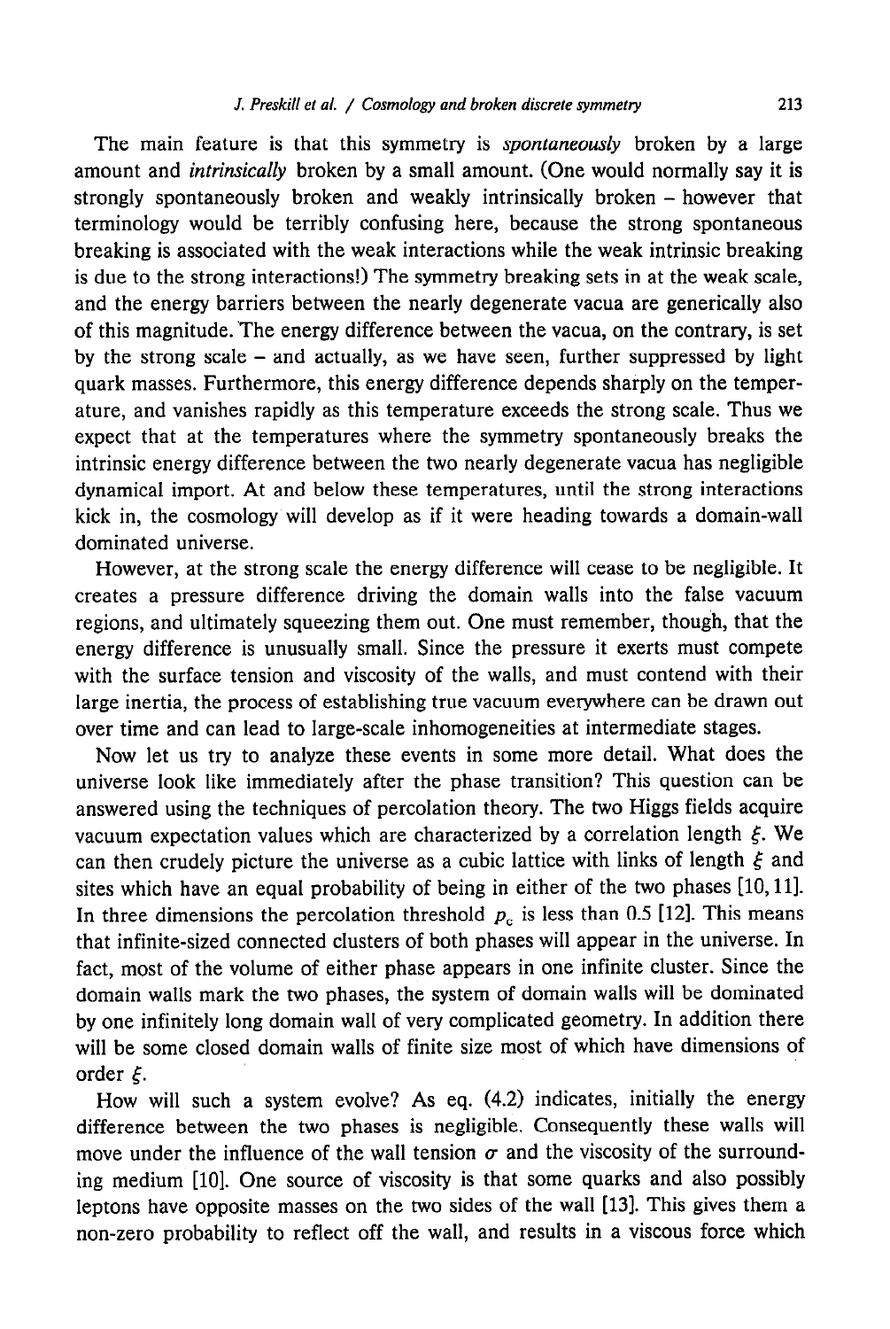The main feature is that this symmetry is *spontaneously* broken by a large amount and *intrinsically* broken by a small amount. (One would normally say it is strongly spontaneously broken and weakly intrinsically broken – however that terminology would be terribly confusing here, because the strong spontaneous breaking is associated with the weak interactions while the weak intrinsic breaking is due to the strong interactions!) The symmetry breaking sets in at the weak scale, and the energy barriers between the nearly degenerate vacua are generically also of this magnitude. The energy difference between the vacua, on the contrary, is set by the strong scale – and actually, as we have seen, further suppressed by light quark masses. Furthermore, this energy difference depends sharply on the temperature, and vanishes rapidly as this temperature exceeds the strong scale. Thus we expect that at the temperatures where the symmetry spontaneously breaks the intrinsic energy difference between the two nearly degenerate vacua has negligible dynamical import. At and below these temperatures, until the strong interactions kick in, the cosmology will develop as if it were heading towards a domain-wall dominated universe.

However, at the strong scale the energy difference will cease to be negligible. It creates a pressure difference driving the domain walls into the false vacuum regions, and ultimately squeezing them out. One must remember, though, that the energy difference is unusually small. Since the pressure it exerts must compete with the surface tension and viscosity of the walls, and must contend with their large inertia, the process of establishing true vacuum everywhere can be drawn out over time and can lead to large-scale inhomogeneities at intermediate stages.

Now let us try to analyze these events in some more detail. What does the universe look like immediately after the phase transition? This question can be answered using the techniques of percolation theory. The two Higgs fields acquire vacuum expectation values which are characterized by a correlation length $\xi$. We can then crudely picture the universe as a cubic lattice with links of length $\xi$ and sites which have an equal probability of being in either of the two phases [10, 11]. In three dimensions the percolation threshold $p_c$ is less than 0.5 [12]. This means that infinite-sized connected clusters of both phases will appear in the universe. In fact, most of the volume of either phase appears in one infinite cluster. Since the domain walls mark the two phases, the system of domain walls will be dominated by one infinitely long domain wall of very complicated geometry. In addition there will be some closed domain walls of finite size most of which have dimensions of order $\xi$.

How will such a system evolve? As eq. (4.2) indicates, initially the energy difference between the two phases is negligible. Consequently these walls will move under the influence of the wall tension $\sigma$ and the viscosity of the surrounding medium [10]. One source of viscosity is that some quarks and also possibly leptons have opposite masses on the two sides of the wall [13]. This gives them a non-zero probability to reflect off the wall, and results in a viscous force which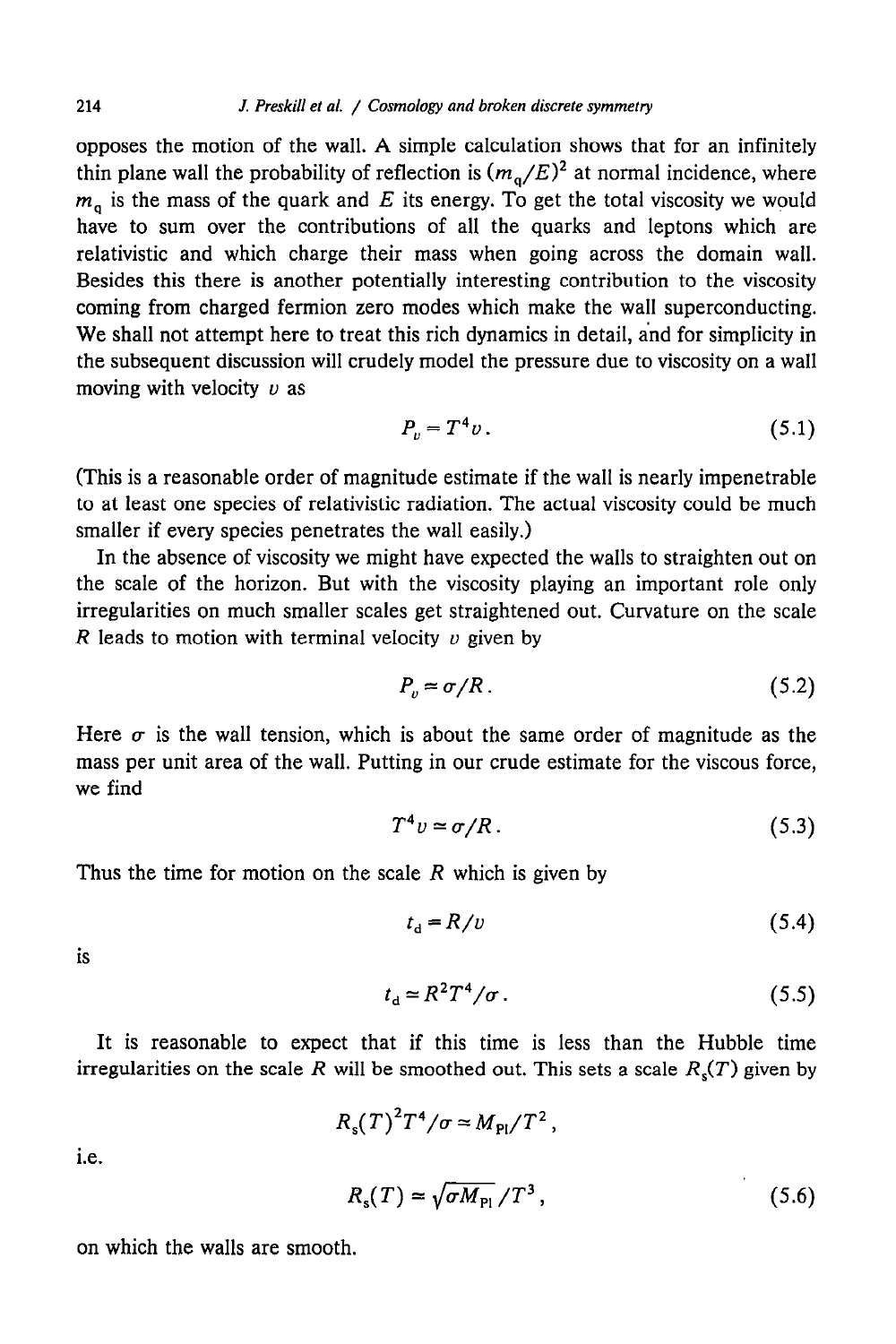opposes the motion of the wall. A simple calculation shows that for an infinitely thin plane wall the probability of reflection is $(m_q/E)^2$ at normal incidence, where $m_q$ is the mass of the quark and $E$ its energy. To get the total viscosity we would have to sum over the contributions of all the quarks and leptons which are relativistic and which charge their mass when going across the domain wall. Besides this there is another potentially interesting contribution to the viscosity coming from charged fermion zero modes which make the wall superconducting. We shall not attempt here to treat this rich dynamics in detail, and for simplicity in the subsequent discussion will crudely model the pressure due to viscosity on a wall moving with velocity $v$ as

$$P_v = T^4 v \,. \tag{5.1}$$

(This is a reasonable order of magnitude estimate if the wall is nearly impenetrable to at least one species of relativistic radiation. The actual viscosity could be much smaller if every species penetrates the wall easily.)

In the absence of viscosity we might have expected the walls to straighten out on the scale of the horizon. But with the viscosity playing an important role only irregularities on much smaller scales get straightened out. Curvature on the scale $R$ leads to motion with terminal velocity $v$ given by

$$P_v \simeq \sigma/R \,. \tag{5.2}$$

Here $\sigma$ is the wall tension, which is about the same order of magnitude as the mass per unit area of the wall. Putting in our crude estimate for the viscous force, we find

$$T^4 v \simeq \sigma/R \,. \tag{5.3}$$

Thus the time for motion on the scale $R$ which is given by

$$t_d = R/v \tag{5.4}$$

is

$$t_d \simeq R^2 T^4/\sigma \,. \tag{5.5}$$

It is reasonable to expect that if this time is less than the Hubble time irregularities on the scale $R$ will be smoothed out. This sets a scale $R_s(T)$ given by

$$R_s(T)^2 T^4/\sigma \simeq M_{Pl}/T^2 \,,$$

i.e.

$$R_s(T) \simeq \sqrt{\sigma M_{Pl}}\,/T^3 \,, \tag{5.6}$$

on which the walls are smooth.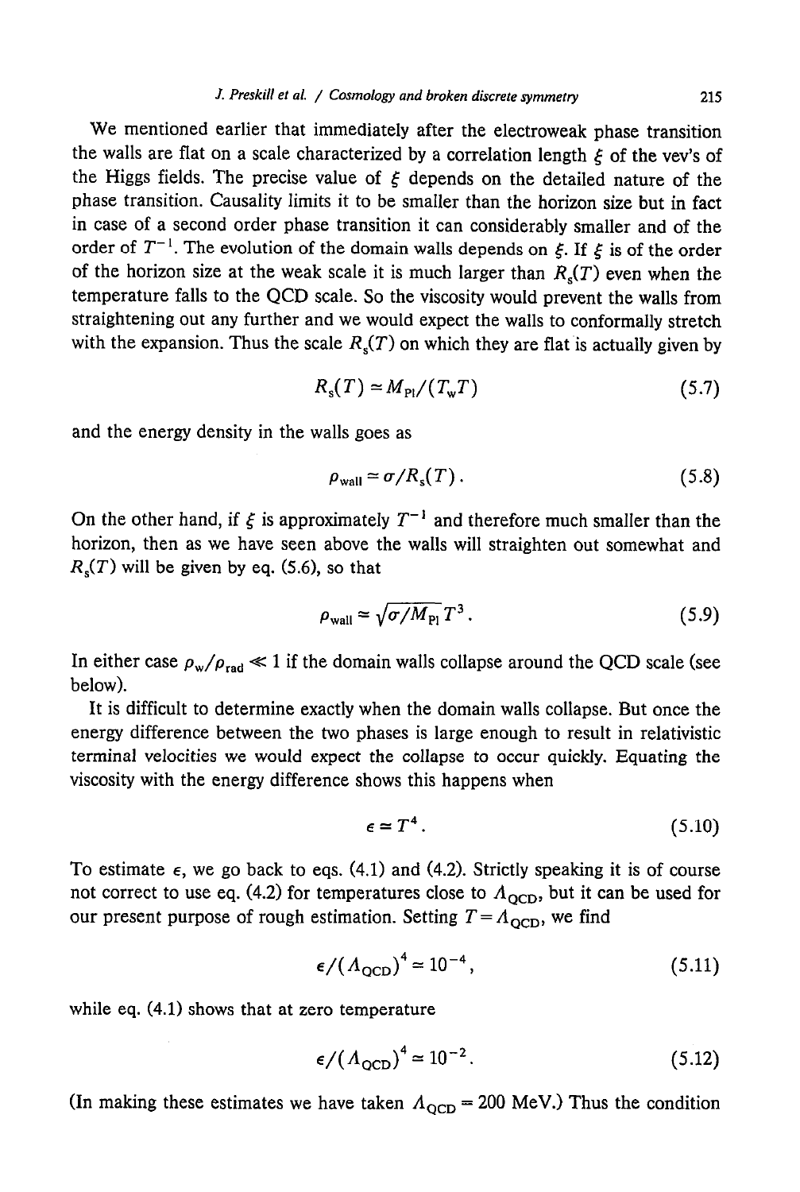We mentioned earlier that immediately after the electroweak phase transition the walls are flat on a scale characterized by a correlation length $\xi$ of the vev's of the Higgs fields. The precise value of $\xi$ depends on the detailed nature of the phase transition. Causality limits it to be smaller than the horizon size but in fact in case of a second order phase transition it can considerably smaller and of the order of $T^{-1}$. The evolution of the domain walls depends on $\xi$. If $\xi$ is of the order of the horizon size at the weak scale it is much larger than $R_s(T)$ even when the temperature falls to the QCD scale. So the viscosity would prevent the walls from straightening out any further and we would expect the walls to conformally stretch with the expansion. Thus the scale $R_s(T)$ on which they are flat is actually given by

$$R_s(T) \simeq M_{Pl}/(T_w T) \tag{5.7}$$

and the energy density in the walls goes as

$$\rho_{wall} \simeq \sigma/R_s(T). \tag{5.8}$$

On the other hand, if $\xi$ is approximately $T^{-1}$ and therefore much smaller than the horizon, then as we have seen above the walls will straighten out somewhat and $R_s(T)$ will be given by eq. (5.6), so that

$$\rho_{wall} \simeq \sqrt{\sigma/M_{Pl}}\, T^3. \tag{5.9}$$

In either case $\rho_w/\rho_{rad} \ll 1$ if the domain walls collapse around the QCD scale (see below).

It is difficult to determine exactly when the domain walls collapse. But once the energy difference between the two phases is large enough to result in relativistic terminal velocities we would expect the collapse to occur quickly. Equating the viscosity with the energy difference shows this happens when

$$\epsilon \simeq T^4. \tag{5.10}$$

To estimate $\epsilon$, we go back to eqs. (4.1) and (4.2). Strictly speaking it is of course not correct to use eq. (4.2) for temperatures close to $\Lambda_{QCD}$, but it can be used for our present purpose of rough estimation. Setting $T = \Lambda_{QCD}$, we find

$$\epsilon/(\Lambda_{QCD})^4 \simeq 10^{-4}, \tag{5.11}$$

while eq. (4.1) shows that at zero temperature

$$\epsilon/(\Lambda_{QCD})^4 \simeq 10^{-2}. \tag{5.12}$$

(In making these estimates we have taken $\Lambda_{QCD} = 200$ MeV.) Thus the condition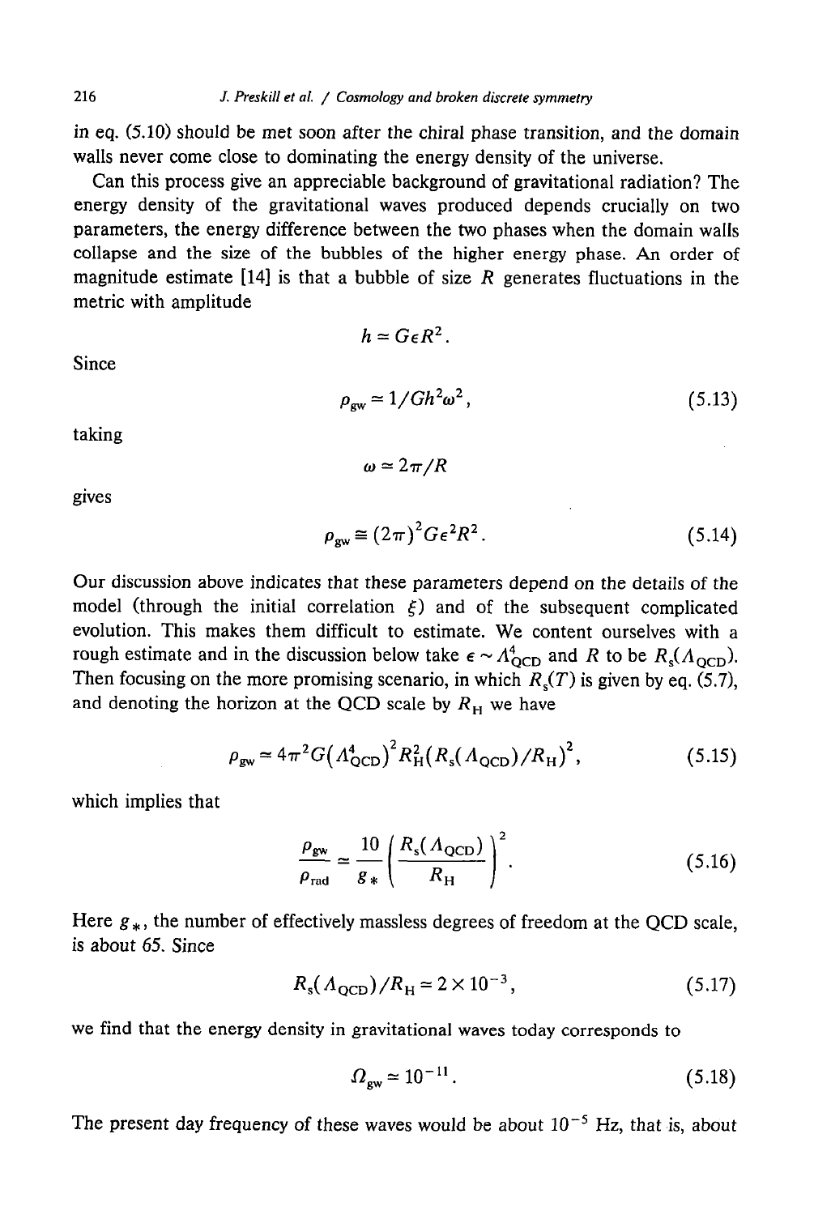in eq. (5.10) should be met soon after the chiral phase transition, and the domain walls never come close to dominating the energy density of the universe.

Can this process give an appreciable background of gravitational radiation? The energy density of the gravitational waves produced depends crucially on two parameters, the energy difference between the two phases when the domain walls collapse and the size of the bubbles of the higher energy phase. An order of magnitude estimate [14] is that a bubble of size $R$ generates fluctuations in the metric with amplitude

$$h \simeq G\epsilon R^2 .$$

Since

$$\rho_{\mathrm{gw}} \simeq 1/Gh^2\omega^2 , \tag{5.13}$$

taking

$$\omega \simeq 2\pi/R$$

gives

$$\rho_{\mathrm{gw}} \cong (2\pi)^2 G\epsilon^2 R^2 . \tag{5.14}$$

Our discussion above indicates that these parameters depend on the details of the model (through the initial correlation $\xi$) and of the subsequent complicated evolution. This makes them difficult to estimate. We content ourselves with a rough estimate and in the discussion below take $\epsilon \sim \Lambda_{\mathrm{QCD}}^4$ and $R$ to be $R_{\mathrm{s}}(\Lambda_{\mathrm{QCD}})$. Then focusing on the more promising scenario, in which $R_{\mathrm{s}}(T)$ is given by eq. (5.7), and denoting the horizon at the QCD scale by $R_{\mathrm{H}}$ we have

$$\rho_{\mathrm{gw}} \simeq 4\pi^2 G\left(\Lambda_{\mathrm{QCD}}^4\right)^2 R_{\mathrm{H}}^2\left(R_{\mathrm{s}}(\Lambda_{\mathrm{QCD}})/R_{\mathrm{H}}\right)^2 , \tag{5.15}$$

which implies that

$$\frac{\rho_{\mathrm{gw}}}{\rho_{\mathrm{rad}}} \simeq \frac{10}{g_*}\left(\frac{R_{\mathrm{s}}(\Lambda_{\mathrm{QCD}})}{R_{\mathrm{H}}}\right)^2 . \tag{5.16}$$

Here $g_*$, the number of effectively massless degrees of freedom at the QCD scale, is about 65. Since

$$R_{\mathrm{s}}(\Lambda_{\mathrm{QCD}})/R_{\mathrm{H}} \simeq 2\times 10^{-3} , \tag{5.17}$$

we find that the energy density in gravitational waves today corresponds to

$$\Omega_{\mathrm{gw}} \simeq 10^{-11} . \tag{5.18}$$

The present day frequency of these waves would be about $10^{-5}$ Hz, that is, about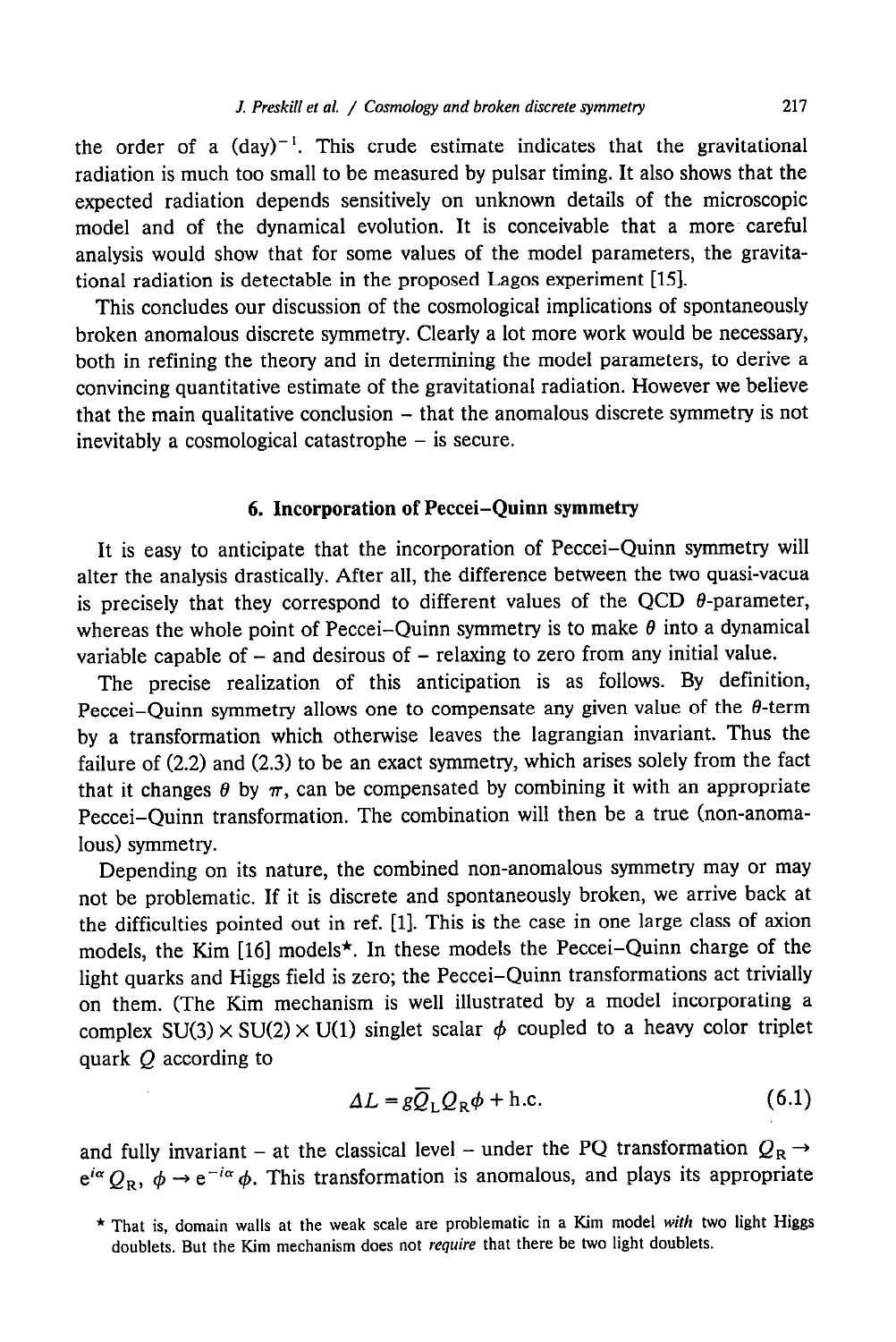the order of a $(\text{day})^{-1}$. This crude estimate indicates that the gravitational radiation is much too small to be measured by pulsar timing. It also shows that the expected radiation depends sensitively on unknown details of the microscopic model and of the dynamical evolution. It is conceivable that a more careful analysis would show that for some values of the model parameters, the gravitational radiation is detectable in the proposed Lagos experiment [15].

This concludes our discussion of the cosmological implications of spontaneously broken anomalous discrete symmetry. Clearly a lot more work would be necessary, both in refining the theory and in determining the model parameters, to derive a convincing quantitative estimate of the gravitational radiation. However we believe that the main qualitative conclusion – that the anomalous discrete symmetry is not inevitably a cosmological catastrophe – is secure.

## 6. Incorporation of Peccei–Quinn symmetry

It is easy to anticipate that the incorporation of Peccei–Quinn symmetry will alter the analysis drastically. After all, the difference between the two quasi-vacua is precisely that they correspond to different values of the QCD $\theta$-parameter, whereas the whole point of Peccei–Quinn symmetry is to make $\theta$ into a dynamical variable capable of – and desirous of – relaxing to zero from any initial value.

The precise realization of this anticipation is as follows. By definition, Peccei–Quinn symmetry allows one to compensate any given value of the $\theta$-term by a transformation which otherwise leaves the lagrangian invariant. Thus the failure of (2.2) and (2.3) to be an exact symmetry, which arises solely from the fact that it changes $\theta$ by $\pi$, can be compensated by combining it with an appropriate Peccei–Quinn transformation. The combination will then be a true (non-anomalous) symmetry.

Depending on its nature, the combined non-anomalous symmetry may or may not be problematic. If it is discrete and spontaneously broken, we arrive back at the difficulties pointed out in ref. [1]. This is the case in one large class of axion models, the Kim [16] models*. In these models the Peccei–Quinn charge of the light quarks and Higgs field is zero; the Peccei–Quinn transformations act trivially on them. (The Kim mechanism is well illustrated by a model incorporating a complex $\mathrm{SU}(3) \times \mathrm{SU}(2) \times \mathrm{U}(1)$ singlet scalar $\phi$ coupled to a heavy color triplet quark $Q$ according to

$$\Delta L = g\overline{Q}_{\mathrm{L}} Q_{\mathrm{R}} \phi + \text{h.c.} \tag{6.1}$$

and fully invariant – at the classical level – under the PQ transformation $Q_{\mathrm{R}} \to e^{i\alpha} Q_{\mathrm{R}}$, $\phi \to e^{-i\alpha}\phi$. This transformation is anomalous, and plays its appropriate

* That is, domain walls at the weak scale are problematic in a Kim model *with* two light Higgs doublets. But the Kim mechanism does not *require* that there be two light doublets.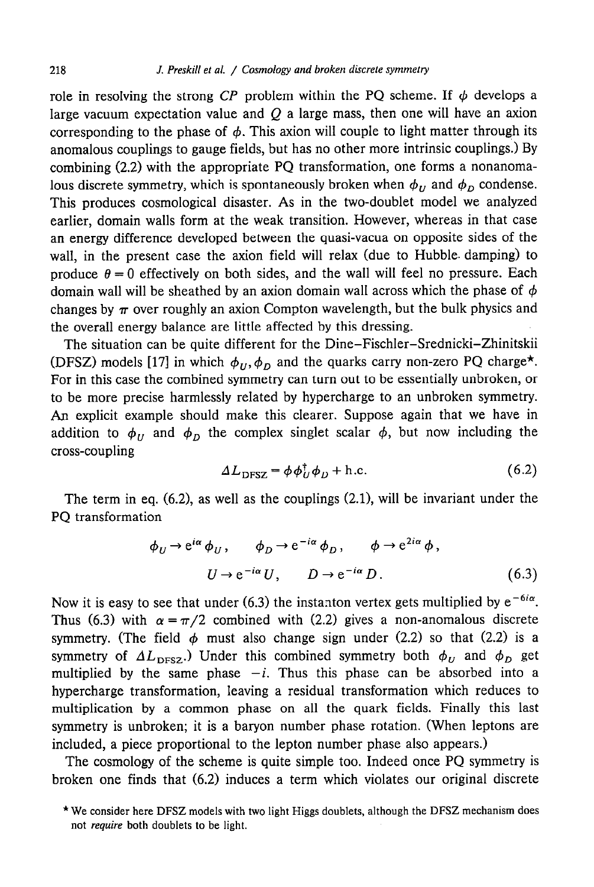role in resolving the strong $CP$ problem within the PQ scheme. If $\phi$ develops a large vacuum expectation value and $Q$ a large mass, then one will have an axion corresponding to the phase of $\phi$. This axion will couple to light matter through its anomalous couplings to gauge fields, but has no other more intrinsic couplings.) By combining (2.2) with the appropriate PQ transformation, one forms a nonanomalous discrete symmetry, which is spontaneously broken when $\phi_U$ and $\phi_D$ condense. This produces cosmological disaster. As in the two-doublet model we analyzed earlier, domain walls form at the weak transition. However, whereas in that case an energy difference developed between the quasi-vacua on opposite sides of the wall, in the present case the axion field will relax (due to Hubble damping) to produce $\theta = 0$ effectively on both sides, and the wall will feel no pressure. Each domain wall will be sheathed by an axion domain wall across which the phase of $\phi$ changes by $\pi$ over roughly an axion Compton wavelength, but the bulk physics and the overall energy balance are little affected by this dressing.

The situation can be quite different for the Dine–Fischler–Srednicki–Zhinitskii (DFSZ) models [17] in which $\phi_U, \phi_D$ and the quarks carry non-zero PQ charge*. For in this case the combined symmetry can turn out to be essentially unbroken, or to be more precise harmlessly related by hypercharge to an unbroken symmetry. An explicit example should make this clearer. Suppose again that we have in addition to $\phi_U$ and $\phi_D$ the complex singlet scalar $\phi$, but now including the cross-coupling

$$\Delta L_{\text{DFSZ}} = \phi \phi_U^{\dagger} \phi_D + \text{h.c.} \tag{6.2}$$

The term in eq. (6.2), as well as the couplings (2.1), will be invariant under the PQ transformation

$$\begin{gathered} \phi_U \to e^{i\alpha} \phi_U, \qquad \phi_D \to e^{-i\alpha} \phi_D, \qquad \phi \to e^{2i\alpha} \phi, \\ U \to e^{-i\alpha} U, \qquad D \to e^{-i\alpha} D. \end{gathered} \tag{6.3}$$

Now it is easy to see that under (6.3) the instanton vertex gets multiplied by $e^{-6i\alpha}$. Thus (6.3) with $\alpha = \pi/2$ combined with (2.2) gives a non-anomalous discrete symmetry. (The field $\phi$ must also change sign under (2.2) so that (2.2) is a symmetry of $\Delta L_{\text{DFSZ}}$.) Under this combined symmetry both $\phi_U$ and $\phi_D$ get multiplied by the same phase $-i$. Thus this phase can be absorbed into a hypercharge transformation, leaving a residual transformation which reduces to multiplication by a common phase on all the quark fields. Finally this last symmetry is unbroken; it is a baryon number phase rotation. (When leptons are included, a piece proportional to the lepton number phase also appears.)

The cosmology of the scheme is quite simple too. Indeed once PQ symmetry is broken one finds that (6.2) induces a term which violates our original discrete

* We consider here DFSZ models with two light Higgs doublets, although the DFSZ mechanism does not *require* both doublets to be light.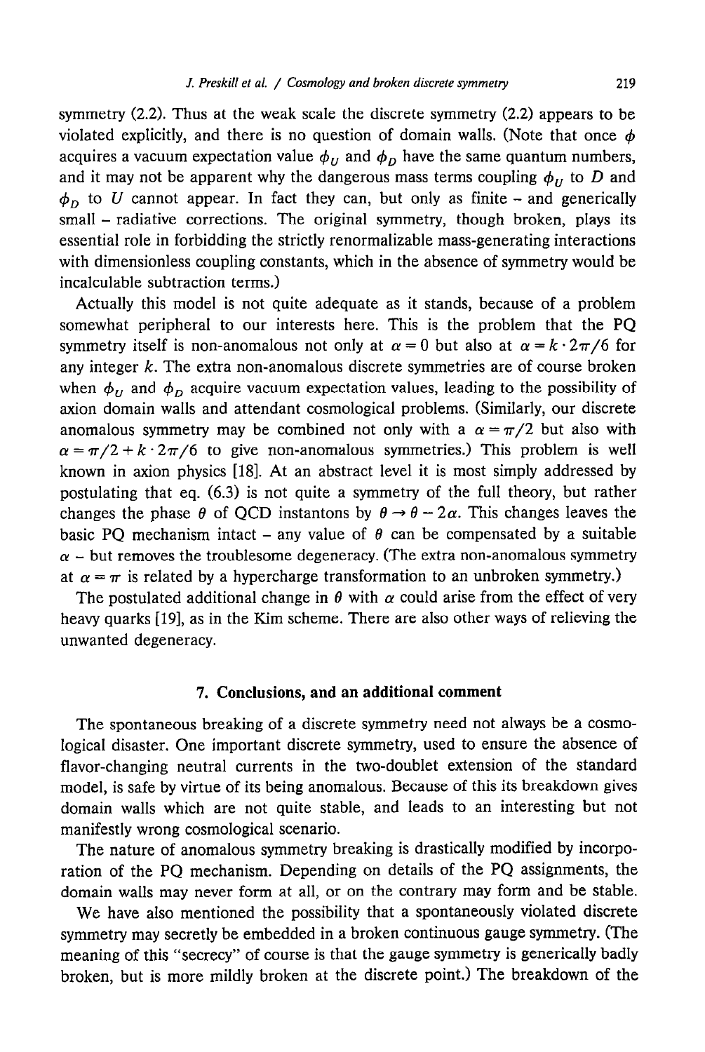symmetry (2.2). Thus at the weak scale the discrete symmetry (2.2) appears to be violated explicitly, and there is no question of domain walls. (Note that once $\phi$ acquires a vacuum expectation value $\phi_U$ and $\phi_D$ have the same quantum numbers, and it may not be apparent why the dangerous mass terms coupling $\phi_U$ to $D$ and $\phi_D$ to $U$ cannot appear. In fact they can, but only as finite – and generically small – radiative corrections. The original symmetry, though broken, plays its essential role in forbidding the strictly renormalizable mass-generating interactions with dimensionless coupling constants, which in the absence of symmetry would be incalculable subtraction terms.)

Actually this model is not quite adequate as it stands, because of a problem somewhat peripheral to our interests here. This is the problem that the PQ symmetry itself is non-anomalous not only at $\alpha = 0$ but also at $\alpha = k \cdot 2\pi/6$ for any integer $k$. The extra non-anomalous discrete symmetries are of course broken when $\phi_U$ and $\phi_D$ acquire vacuum expectation values, leading to the possibility of axion domain walls and attendant cosmological problems. (Similarly, our discrete anomalous symmetry may be combined not only with a $\alpha = \pi/2$ but also with $\alpha = \pi/2 + k \cdot 2\pi/6$ to give non-anomalous symmetries.) This problem is well known in axion physics [18]. At an abstract level it is most simply addressed by postulating that eq. (6.3) is not quite a symmetry of the full theory, but rather changes the phase $\theta$ of QCD instantons by $\theta \to \theta - 2\alpha$. This changes leaves the basic PQ mechanism intact – any value of $\theta$ can be compensated by a suitable $\alpha$ – but removes the troublesome degeneracy. (The extra non-anomalous symmetry at $\alpha = \pi$ is related by a hypercharge transformation to an unbroken symmetry.)

The postulated additional change in $\theta$ with $\alpha$ could arise from the effect of very heavy quarks [19], as in the Kim scheme. There are also other ways of relieving the unwanted degeneracy.

## 7. Conclusions, and an additional comment

The spontaneous breaking of a discrete symmetry need not always be a cosmological disaster. One important discrete symmetry, used to ensure the absence of flavor-changing neutral currents in the two-doublet extension of the standard model, is safe by virtue of its being anomalous. Because of this its breakdown gives domain walls which are not quite stable, and leads to an interesting but not manifestly wrong cosmological scenario.

The nature of anomalous symmetry breaking is drastically modified by incorporation of the PQ mechanism. Depending on details of the PQ assignments, the domain walls may never form at all, or on the contrary may form and be stable.

We have also mentioned the possibility that a spontaneously violated discrete symmetry may secretly be embedded in a broken continuous gauge symmetry. (The meaning of this "secrecy" of course is that the gauge symmetry is generically badly broken, but is more mildly broken at the discrete point.) The breakdown of the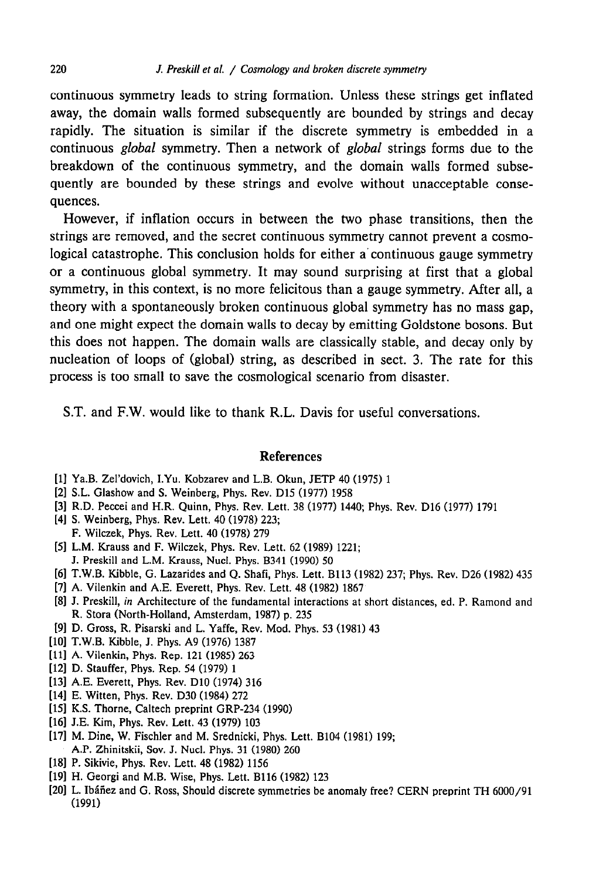continuous symmetry leads to string formation. Unless these strings get inflated away, the domain walls formed subsequently are bounded by strings and decay rapidly. The situation is similar if the discrete symmetry is embedded in a continuous *global* symmetry. Then a network of *global* strings forms due to the breakdown of the continuous symmetry, and the domain walls formed subsequently are bounded by these strings and evolve without unacceptable consequences.

However, if inflation occurs in between the two phase transitions, then the strings are removed, and the secret continuous symmetry cannot prevent a cosmological catastrophe. This conclusion holds for either a continuous gauge symmetry or a continuous global symmetry. It may sound surprising at first that a global symmetry, in this context, is no more felicitous than a gauge symmetry. After all, a theory with a spontaneously broken continuous global symmetry has no mass gap, and one might expect the domain walls to decay by emitting Goldstone bosons. But this does not happen. The domain walls are classically stable, and decay only by nucleation of loops of (global) string, as described in sect. 3. The rate for this process is too small to save the cosmological scenario from disaster.

S.T. and F.W. would like to thank R.L. Davis for useful conversations.

## References

[1] Ya.B. Zel'dovich, I.Yu. Kobzarev and L.B. Okun, JETP 40 (1975) 1

[2] S.L. Glashow and S. Weinberg, Phys. Rev. D15 (1977) 1958

[3] R.D. Peccei and H.R. Quinn, Phys. Rev. Lett. 38 (1977) 1440; Phys. Rev. D16 (1977) 1791

[4] S. Weinberg, Phys. Rev. Lett. 40 (1978) 223;
F. Wilczek, Phys. Rev. Lett. 40 (1978) 279

[5] L.M. Krauss and F. Wilczek, Phys. Rev. Lett. 62 (1989) 1221;
J. Preskill and L.M. Krauss, Nucl. Phys. B341 (1990) 50

[6] T.W.B. Kibble, G. Lazarides and Q. Shafi, Phys. Lett. B113 (1982) 237; Phys. Rev. D26 (1982) 435

[7] A. Vilenkin and A.E. Everett, Phys. Rev. Lett. 48 (1982) 1867

[8] J. Preskill, *in* Architecture of the fundamental interactions at short distances, ed. P. Ramond and R. Stora (North-Holland, Amsterdam, 1987) p. 235

[9] D. Gross, R. Pisarski and L. Yaffe, Rev. Mod. Phys. 53 (1981) 43

[10] T.W.B. Kibble, J. Phys. A9 (1976) 1387

[11] A. Vilenkin, Phys. Rep. 121 (1985) 263

[12] D. Stauffer, Phys. Rep. 54 (1979) 1

[13] A.E. Everett, Phys. Rev. D10 (1974) 316

[14] E. Witten, Phys. Rev. D30 (1984) 272

[15] K.S. Thorne, Caltech preprint GRP-234 (1990)

[16] J.E. Kim, Phys. Rev. Lett. 43 (1979) 103

[17] M. Dine, W. Fischler and M. Srednicki, Phys. Lett. B104 (1981) 199;
A.P. Zhinitskii, Sov. J. Nucl. Phys. 31 (1980) 260

[18] P. Sikivie, Phys. Rev. Lett. 48 (1982) 1156

[19] H. Georgi and M.B. Wise, Phys. Lett. B116 (1982) 123

[20] L. Ibáñez and G. Ross, Should discrete symmetries be anomaly free? CERN preprint TH 6000/91 (1991)